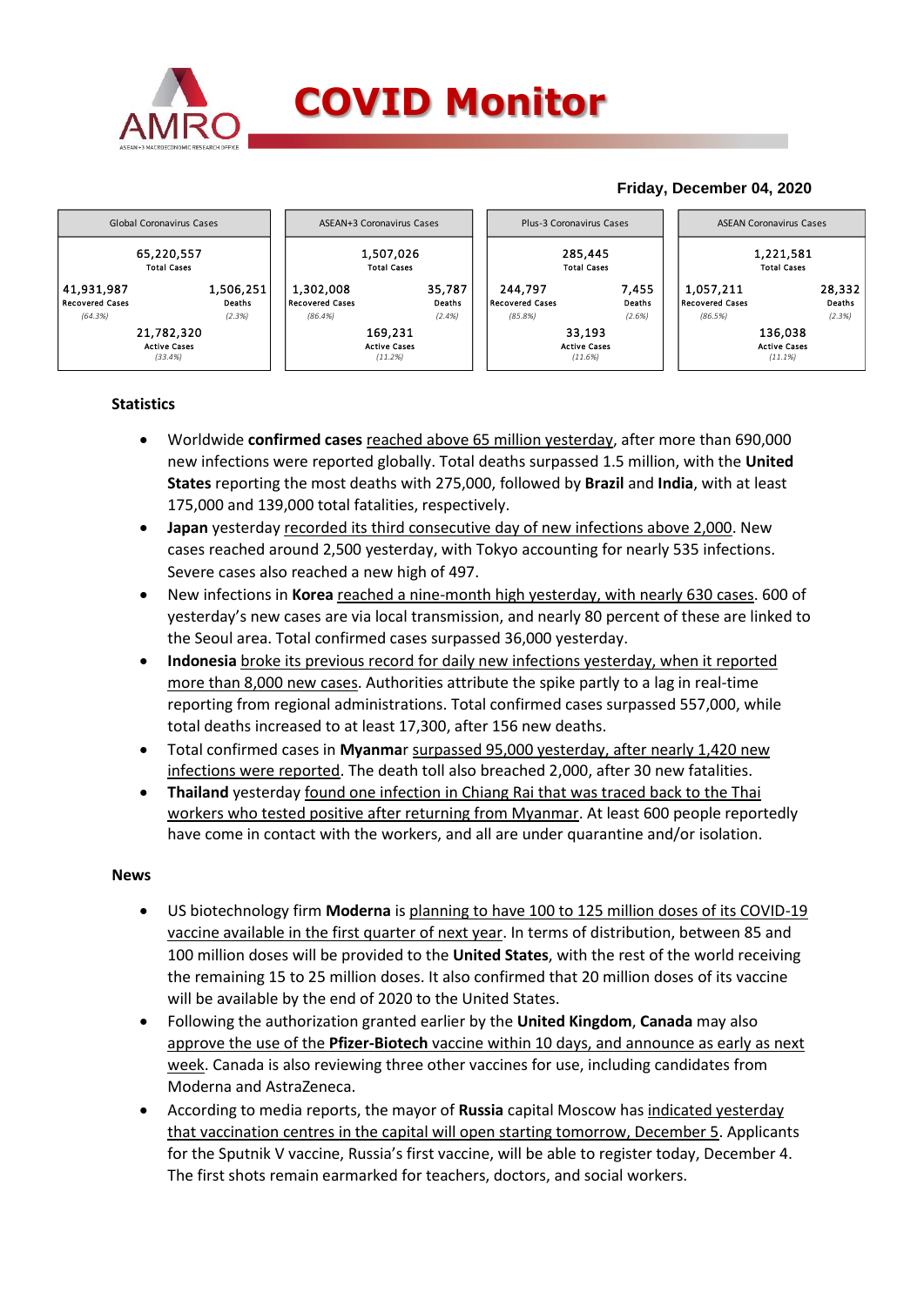# COVID Monitor

**Friday, December 04, 2020**

| Global Coronavirus Cases | | ASEAN+3 Coronavirus Cases | | Plus-3 Coronavirus Cases | | ASEAN Coronavirus Cases | |
|---|---|---|---|---|---|---|---|
| 65,220,557 Total Cases | | 1,507,026 Total Cases | | 285,445 Total Cases | | 1,221,581 Total Cases | |
| 41,931,987 Recovered Cases (64.3%) | 1,506,251 Deaths (2.3%) | 1,302,008 Recovered Cases (86.4%) | 35,787 Deaths (2.4%) | 244,797 Recovered Cases (85.8%) | 7,455 Deaths (2.6%) | 1,057,211 Recovered Cases (86.5%) | 28,332 Deaths (2.3%) |
| 21,782,320 Active Cases (33.4%) | | 169,231 Active Cases (11.2%) | | 33,193 Active Cases (11.6%) | | 136,038 Active Cases (11.1%) | |

## Statistics

- Worldwide **confirmed cases** reached above 65 million yesterday, after more than 690,000 new infections were reported globally. Total deaths surpassed 1.5 million, with the **United States** reporting the most deaths with 275,000, followed by **Brazil** and **India**, with at least 175,000 and 139,000 total fatalities, respectively.
- **Japan** yesterday recorded its third consecutive day of new infections above 2,000. New cases reached around 2,500 yesterday, with Tokyo accounting for nearly 535 infections. Severe cases also reached a new high of 497.
- New infections in **Korea** reached a nine-month high yesterday, with nearly 630 cases. 600 of yesterday's new cases are via local transmission, and nearly 80 percent of these are linked to the Seoul area. Total confirmed cases surpassed 36,000 yesterday.
- **Indonesia** broke its previous record for daily new infections yesterday, when it reported more than 8,000 new cases. Authorities attribute the spike partly to a lag in real-time reporting from regional administrations. Total confirmed cases surpassed 557,000, while total deaths increased to at least 17,300, after 156 new deaths.
- Total confirmed cases in **Myanmar** surpassed 95,000 yesterday, after nearly 1,420 new infections were reported. The death toll also breached 2,000, after 30 new fatalities.
- **Thailand** yesterday found one infection in Chiang Rai that was traced back to the Thai workers who tested positive after returning from Myanmar. At least 600 people reportedly have come in contact with the workers, and all are under quarantine and/or isolation.

## News

- US biotechnology firm **Moderna** is planning to have 100 to 125 million doses of its COVID-19 vaccine available in the first quarter of next year. In terms of distribution, between 85 and 100 million doses will be provided to the **United States**, with the rest of the world receiving the remaining 15 to 25 million doses. It also confirmed that 20 million doses of its vaccine will be available by the end of 2020 to the United States.
- Following the authorization granted earlier by the **United Kingdom**, **Canada** may also approve the use of the **Pfizer-Biotech** vaccine within 10 days, and announce as early as next week. Canada is also reviewing three other vaccines for use, including candidates from Moderna and AstraZeneca.
- According to media reports, the mayor of **Russia** capital Moscow has indicated yesterday that vaccination centres in the capital will open starting tomorrow, December 5. Applicants for the Sputnik V vaccine, Russia's first vaccine, will be able to register today, December 4. The first shots remain earmarked for teachers, doctors, and social workers.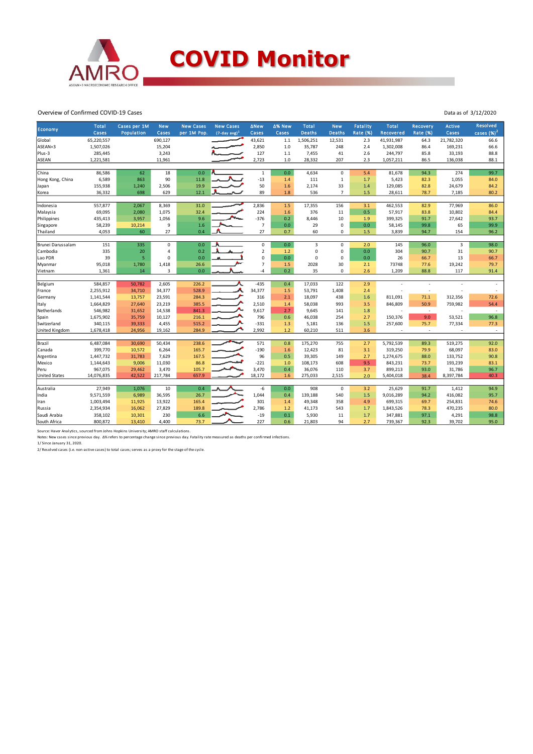# COVID Monitor

Overview of Confirmed COVID-19 Cases

Data as of 3/12/2020

| Economy | Total Cases | Cases per 1M Population | New Cases | New Cases per 1M Pop. | New Cases (7-day avg)[1] | ΔNew Cases | Δ% New Cases | Total Deaths | New Deaths | Fatality Rate (%) | Total Recovered | Recovery Rate (%) | Active Cases | Resolved cases (%)[2] |
|---|---|---|---|---|---|---|---|---|---|---|---|---|---|---|
| Global | 65,220,557 | | 690,127 | | | 43,621 | 1.1 | 1,506,251 | 12,531 | 2.3 | 41,931,987 | 64.3 | 21,782,320 | 66.6 |
| ASEAN+3 | 1,507,026 | | 15,204 | | | 2,850 | 1.0 | 35,787 | 248 | 2.4 | 1,302,008 | 86.4 | 169,231 | 66.6 |
| Plus-3 | 285,445 | | 3,243 | | | 127 | 1.1 | 7,455 | 41 | 2.6 | 244,797 | 85.8 | 33,193 | 88.8 |
| ASEAN | 1,221,581 | | 11,961 | | | 2,723 | 1.0 | 28,332 | 207 | 2.3 | 1,057,211 | 86.5 | 136,038 | 88.1 |
| | | | | | | | | | | | | | | |
| China | 86,586 | 62 | 18 | 0.0 | | 1 | 0.0 | 4,634 | 0 | 5.4 | 81,678 | 94.3 | 274 | 99.7 |
| Hong Kong, China | 6,589 | 863 | 90 | 11.8 | | -13 | 1.4 | 111 | 1 | 1.7 | 5,423 | 82.3 | 1,055 | 84.0 |
| Japan | 155,938 | 1,240 | 2,506 | 19.9 | | 50 | 1.6 | 2,174 | 33 | 1.4 | 129,085 | 82.8 | 24,679 | 84.2 |
| Korea | 36,332 | 698 | 629 | 12.1 | | 89 | 1.8 | 536 | 7 | 1.5 | 28,611 | 78.7 | 7,185 | 80.2 |
| | | | | | | | | | | | | | | |
| Indonesia | 557,877 | 2,067 | 8,369 | 31.0 | | 2,836 | 1.5 | 17,355 | 156 | 3.1 | 462,553 | 82.9 | 77,969 | 86.0 |
| Malaysia | 69,095 | 2,080 | 1,075 | 32.4 | | 224 | 1.6 | 376 | 11 | 0.5 | 57,917 | 83.8 | 10,802 | 84.4 |
| Philippines | 435,413 | 3,957 | 1,056 | 9.6 | | -376 | 0.2 | 8,446 | 10 | 1.9 | 399,325 | 91.7 | 27,642 | 93.7 |
| Singapore | 58,239 | 10,214 | 9 | 1.6 | | 7 | 0.0 | 29 | 0 | 0.0 | 58,145 | 99.8 | 65 | 99.9 |
| Thailand | 4,053 | 60 | 27 | 0.4 | | 27 | 0.7 | 60 | 0 | 1.5 | 3,839 | 94.7 | 154 | 96.2 |
| | | | | | | | | | | | | | | |
| Brunei Darussalam | 151 | 335 | 0 | 0.0 | | 0 | 0.0 | 3 | 0 | 2.0 | 145 | 96.0 | 3 | 98.0 |
| Cambodia | 335 | 20 | 4 | 0.2 | | 2 | 1.2 | 0 | 0 | 0.0 | 304 | 90.7 | 31 | 90.7 |
| Lao PDR | 39 | 5 | 0 | 0.0 | | 0 | 0.0 | 0 | 0 | 0.0 | 26 | 66.7 | 13 | 66.7 |
| Myanmar | 95,018 | 1,780 | 1,418 | 26.6 | | 7 | 1.5 | 2028 | 30 | 2.1 | 73748 | 77.6 | 19,242 | 79.7 |
| Vietnam | 1,361 | 14 | 3 | 0.0 | | -4 | 0.2 | 35 | 0 | 2.6 | 1,209 | 88.8 | 117 | 91.4 |
| | | | | | | | | | | | | | | |
| Belgium | 584,857 | 50,782 | 2,605 | 226.2 | | -435 | 0.4 | 17,033 | 122 | 2.9 | - | - | - | - |
| France | 2,255,912 | 34,710 | 34,377 | 528.9 | | 34,377 | 1.5 | 53,791 | 1,408 | 2.4 | - | - | - | - |
| Germany | 1,141,544 | 13,757 | 23,591 | 284.3 | | 316 | 2.1 | 18,097 | 438 | 1.6 | 811,091 | 71.1 | 312,356 | 72.6 |
| Italy | 1,664,829 | 27,640 | 23,219 | 385.5 | | 2,510 | 1.4 | 58,038 | 993 | 3.5 | 846,809 | 50.9 | 759,982 | 54.4 |
| Netherlands | 546,982 | 31,652 | 14,538 | 841.3 | | 9,617 | 2.7 | 9,645 | 141 | 1.8 | - | - | - | - |
| Spain | 1,675,902 | 35,759 | 10,127 | 216.1 | | 796 | 0.6 | 46,038 | 254 | 2.7 | 150,376 | 9.0 | 53,521 | 96.8 |
| Switzerland | 340,115 | 39,333 | 4,455 | 515.2 | | -331 | 1.3 | 5,181 | 136 | 1.5 | 257,600 | 75.7 | 77,334 | 77.3 |
| United Kingdom | 1,678,418 | 24,956 | 19,162 | 284.9 | | 2,992 | 1.2 | 60,210 | 511 | 3.6 | - | - | - | - |
| | | | | | | | | | | | | | | |
| Brazil | 6,487,084 | 30,690 | 50,434 | 238.6 | | 571 | 0.8 | 175,270 | 755 | 2.7 | 5,792,539 | 89.3 | 519,275 | 92.0 |
| Canada | 399,770 | 10,572 | 6,264 | 165.7 | | -190 | 1.6 | 12,423 | 81 | 3.1 | 319,250 | 79.9 | 68,097 | 83.0 |
| Argentina | 1,447,732 | 31,783 | 7,629 | 167.5 | | 96 | 0.5 | 39,305 | 149 | 2.7 | 1,274,675 | 88.0 | 133,752 | 90.8 |
| Mexico | 1,144,643 | 9,006 | 11,030 | 86.8 | | -221 | 1.0 | 108,173 | 608 | 9.5 | 843,231 | 73.7 | 193,239 | 83.1 |
| Peru | 967,075 | 29,462 | 3,470 | 105.7 | | 3,470 | 0.4 | 36,076 | 110 | 3.7 | 899,213 | 93.0 | 31,786 | 96.7 |
| United States | 14,076,835 | 42,522 | 217,784 | 657.9 | | 18,172 | 1.6 | 275,033 | 2,515 | 2.0 | 5,404,018 | 38.4 | 8,397,784 | 40.3 |
| | | | | | | | | | | | | | | |
| Australia | 27,949 | 1,076 | 10 | 0.4 | | -6 | 0.0 | 908 | 0 | 3.2 | 25,629 | 91.7 | 1,412 | 94.9 |
| India | 9,571,559 | 6,989 | 36,595 | 26.7 | | 1,044 | 0.4 | 139,188 | 540 | 1.5 | 9,016,289 | 94.2 | 416,082 | 95.7 |
| Iran | 1,003,494 | 11,925 | 13,922 | 165.4 | | 301 | 1.4 | 49,348 | 358 | 4.9 | 699,315 | 69.7 | 254,831 | 74.6 |
| Russia | 2,354,934 | 16,062 | 27,829 | 189.8 | | 2,786 | 1.2 | 41,173 | 543 | 1.7 | 1,843,526 | 78.3 | 470,235 | 80.0 |
| Saudi Arabia | 358,102 | 10,301 | 230 | 6.6 | | -19 | 0.1 | 5,930 | 11 | 1.7 | 347,881 | 97.1 | 4,291 | 98.8 |
| South Africa | 800,872 | 13,410 | 4,400 | 73.7 | | 227 | 0.6 | 21,803 | 94 | 2.7 | 739,367 | 92.3 | 39,702 | 95.0 |

Source: Haver Analytics, sourced from Johns Hopkins University; AMRO staff calculations.

Notes: New cases since previous day. Δ% refers to percentage change since previous day. Fatality rate measured as deaths per confirmed infections.

1/ Since January 31, 2020.

2/ Resolved cases (i.e. non-active cases) to total cases; serves as a proxy for the stage of the cycle.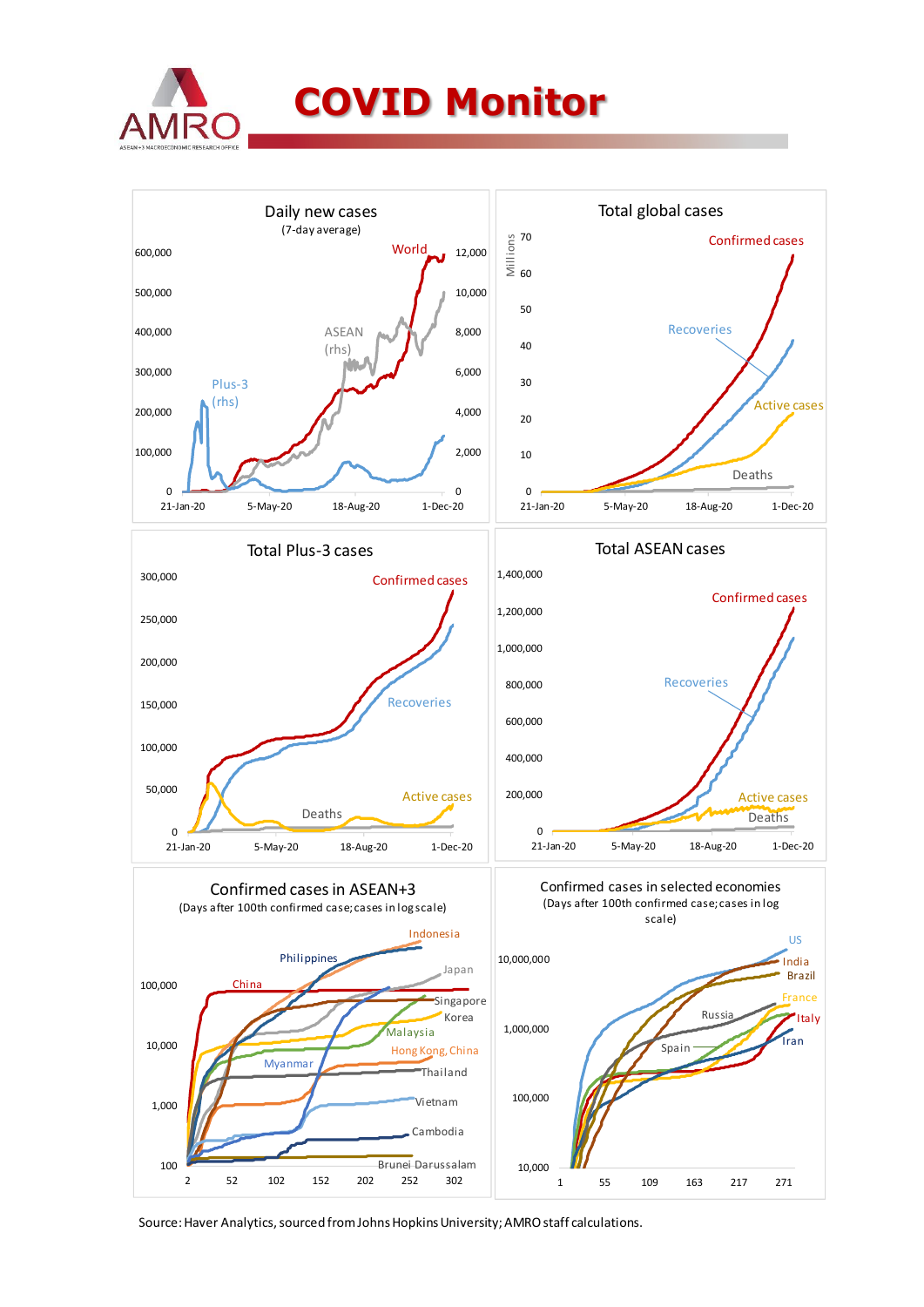# COVID Monitor

AMRO

ASEAN+3 MACROECONOMIC RESEARCH OFFICE

Daily new cases
(7-day average)

600,000
500,000
400,000
300,000
200,000
100,000
0

12,000
10,000
8,000
6,000
4,000
2,000
0

World
ASEAN
(rhs)
Plus-3
(rhs)

21-Jan-20
5-May-20
18-Aug-20
1-Dec-20

Total global cases

Millions
70
60
50
40
30
20
10
0

Confirmed cases
Recoveries
Active cases
Deaths

21-Jan-20
5-May-20
18-Aug-20
1-Dec-20

Total Plus-3 cases

300,000
250,000
200,000
150,000
100,000
50,000
0

Confirmed cases
Recoveries
Active cases
Deaths

21-Jan-20
5-May-20
18-Aug-20
1-Dec-20

Total ASEAN cases

1,400,000
1,200,000
1,000,000
800,000
600,000
400,000
200,000
0

Confirmed cases
Recoveries
Active cases
Deaths

21-Jan-20
5-May-20
18-Aug-20
1-Dec-20

Confirmed cases in ASEAN+3
(Days after 100th confirmed case; cases in log scale)

100,000
10,000
1,000
100

Indonesia
Philippines
Japan
China
Singapore
Korea
Malaysia
Hong Kong, China
Myanmar
Thailand
Vietnam
Cambodia
Brunei Darussalam

2
52
102
152
202
252
302

Confirmed cases in selected economies
(Days after 100th confirmed case; cases in log scale)

10,000,000
1,000,000
100,000
10,000

US
India
Brazil
France
Russia
Italy
Spain
Iran

1
55
109
163
217
271

Source: Haver Analytics, sourced from Johns Hopkins University; AMRO staff calculations.